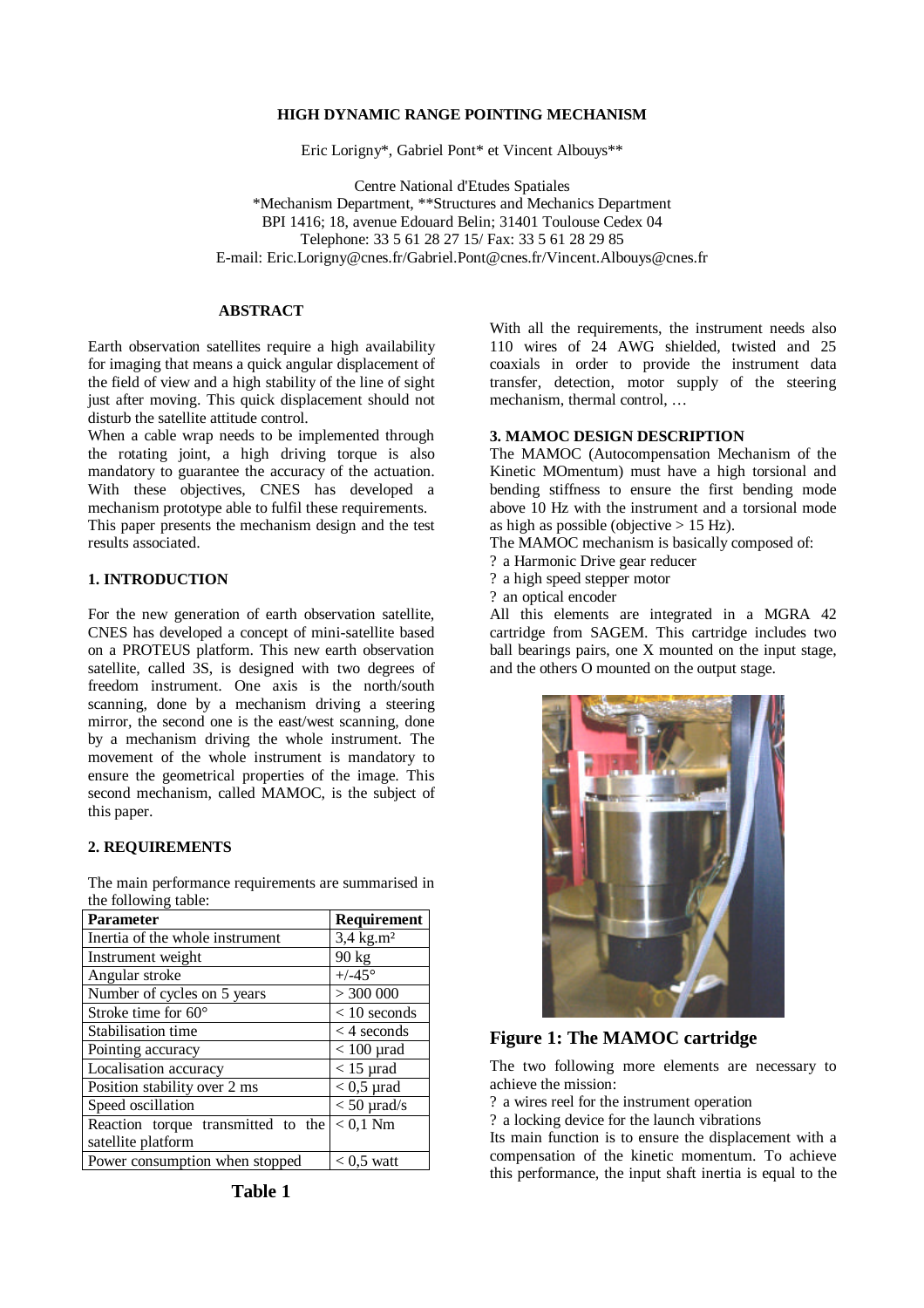# HIGH DYNAMIC RANGE POINTING MECHANISM

Eric Lorigny*, Gabriel Pont* et Vincent Albouys**

Centre National d'Etudes Spatiales
*Mechanism Department, **Structures and Mechanics Department
BPI 1416; 18, avenue Edouard Belin; 31401 Toulouse Cedex 04
Telephone: 33 5 61 28 27 15/ Fax: 33 5 61 28 29 85
E-mail: Eric.Lorigny@cnes.fr/Gabriel.Pont@cnes.fr/Vincent.Albouys@cnes.fr

## ABSTRACT

Earth observation satellites require a high availability for imaging that means a quick angular displacement of the field of view and a high stability of the line of sight just after moving. This quick displacement should not disturb the satellite attitude control.

When a cable wrap needs to be implemented through the rotating joint, a high driving torque is also mandatory to guarantee the accuracy of the actuation. With these objectives, CNES has developed a mechanism prototype able to fulfil these requirements.

This paper presents the mechanism design and the test results associated.

## 1. INTRODUCTION

For the new generation of earth observation satellite, CNES has developed a concept of mini-satellite based on a PROTEUS platform. This new earth observation satellite, called 3S, is designed with two degrees of freedom instrument. One axis is the north/south scanning, done by a mechanism driving a steering mirror, the second one is the east/west scanning, done by a mechanism driving the whole instrument. The movement of the whole instrument is mandatory to ensure the geometrical properties of the image. This second mechanism, called MAMOC, is the subject of this paper.

## 2. REQUIREMENTS

The main performance requirements are summarised in the following table:

| Parameter | Requirement |
|---|---|
| Inertia of the whole instrument | 3,4 kg.m² |
| Instrument weight | 90 kg |
| Angular stroke | +/-45° |
| Number of cycles on 5 years | > 300 000 |
| Stroke time for 60° | < 10 seconds |
| Stabilisation time | < 4 seconds |
| Pointing accuracy | < 100 µrad |
| Localisation accuracy | < 15 µrad |
| Position stability over 2 ms | < 0,5 µrad |
| Speed oscillation | < 50 µrad/s |
| Reaction torque transmitted to the satellite platform | < 0,1 Nm |
| Power consumption when stopped | < 0,5 watt |

**Table 1**

With all the requirements, the instrument needs also 110 wires of 24 AWG shielded, twisted and 25 coaxials in order to provide the instrument data transfer, detection, motor supply of the steering mechanism, thermal control, …

## 3. MAMOC DESIGN DESCRIPTION

The MAMOC (Autocompensation Mechanism of the Kinetic MOmentum) must have a high torsional and bending stiffness to ensure the first bending mode above 10 Hz with the instrument and a torsional mode as high as possible (objective > 15 Hz).

The MAMOC mechanism is basically composed of:

? a Harmonic Drive gear reducer
? a high speed stepper motor
? an optical encoder

All this elements are integrated in a MGRA 42 cartridge from SAGEM. This cartridge includes two ball bearings pairs, one X mounted on the input stage, and the others O mounted on the output stage.

**Figure 1: The MAMOC cartridge**

The two following more elements are necessary to achieve the mission:

? a wires reel for the instrument operation
? a locking device for the launch vibrations

Its main function is to ensure the displacement with a compensation of the kinetic momentum. To achieve this performance, the input shaft inertia is equal to the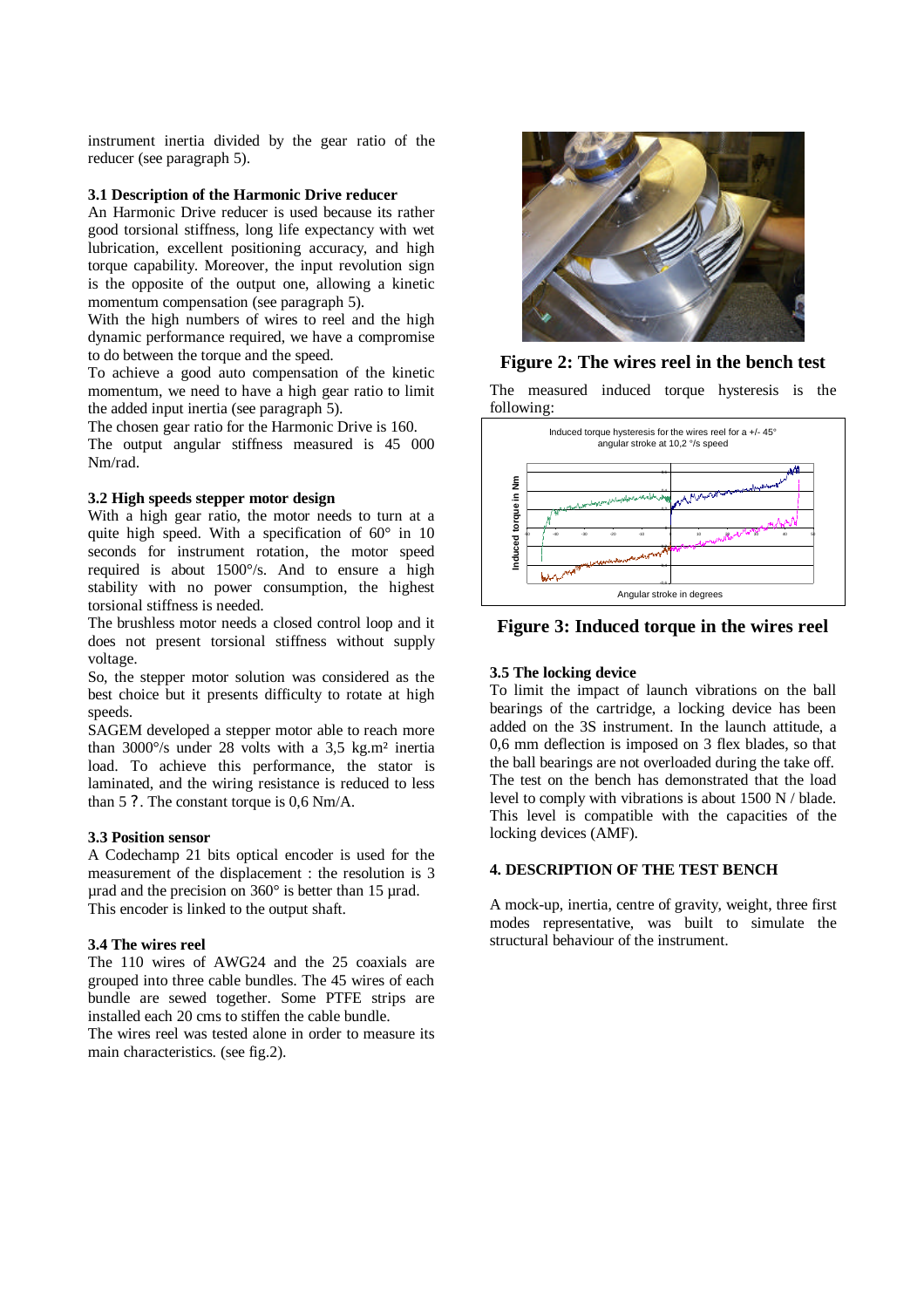instrument inertia divided by the gear ratio of the reducer (see paragraph 5).

### 3.1 Description of the Harmonic Drive reducer

An Harmonic Drive reducer is used because its rather good torsional stiffness, long life expectancy with wet lubrication, excellent positioning accuracy, and high torque capability. Moreover, the input revolution sign is the opposite of the output one, allowing a kinetic momentum compensation (see paragraph 5).

With the high numbers of wires to reel and the high dynamic performance required, we have a compromise to do between the torque and the speed.

To achieve a good auto compensation of the kinetic momentum, we need to have a high gear ratio to limit the added input inertia (see paragraph 5).

The chosen gear ratio for the Harmonic Drive is 160.

The output angular stiffness measured is 45 000 Nm/rad.

### 3.2 High speeds stepper motor design

With a high gear ratio, the motor needs to turn at a quite high speed. With a specification of 60° in 10 seconds for instrument rotation, the motor speed required is about 1500°/s. And to ensure a high stability with no power consumption, the highest torsional stiffness is needed.

The brushless motor needs a closed control loop and it does not present torsional stiffness without supply voltage.

So, the stepper motor solution was considered as the best choice but it presents difficulty to rotate at high speeds.

SAGEM developed a stepper motor able to reach more than 3000°/s under 28 volts with a 3,5 kg.m² inertia load. To achieve this performance, the stator is laminated, and the wiring resistance is reduced to less than 5 ?. The constant torque is 0,6 Nm/A.

### 3.3 Position sensor

A Codechamp 21 bits optical encoder is used for the measurement of the displacement : the resolution is 3 µrad and the precision on 360° is better than 15 µrad.

This encoder is linked to the output shaft.

### 3.4 The wires reel

The 110 wires of AWG24 and the 25 coaxials are grouped into three cable bundles. The 45 wires of each bundle are sewed together. Some PTFE strips are installed each 20 cms to stiffen the cable bundle.

The wires reel was tested alone in order to measure its main characteristics. (see fig.2).

**Figure 2: The wires reel in the bench test**

The measured induced torque hysteresis is the following:

**Figure 3: Induced torque in the wires reel**

### 3.5 The locking device

To limit the impact of launch vibrations on the ball bearings of the cartridge, a locking device has been added on the 3S instrument. In the launch attitude, a 0,6 mm deflection is imposed on 3 flex blades, so that the ball bearings are not overloaded during the take off.

The test on the bench has demonstrated that the load level to comply with vibrations is about 1500 N / blade. This level is compatible with the capacities of the locking devices (AMF).

## 4. DESCRIPTION OF THE TEST BENCH

A mock-up, inertia, centre of gravity, weight, three first modes representative, was built to simulate the structural behaviour of the instrument.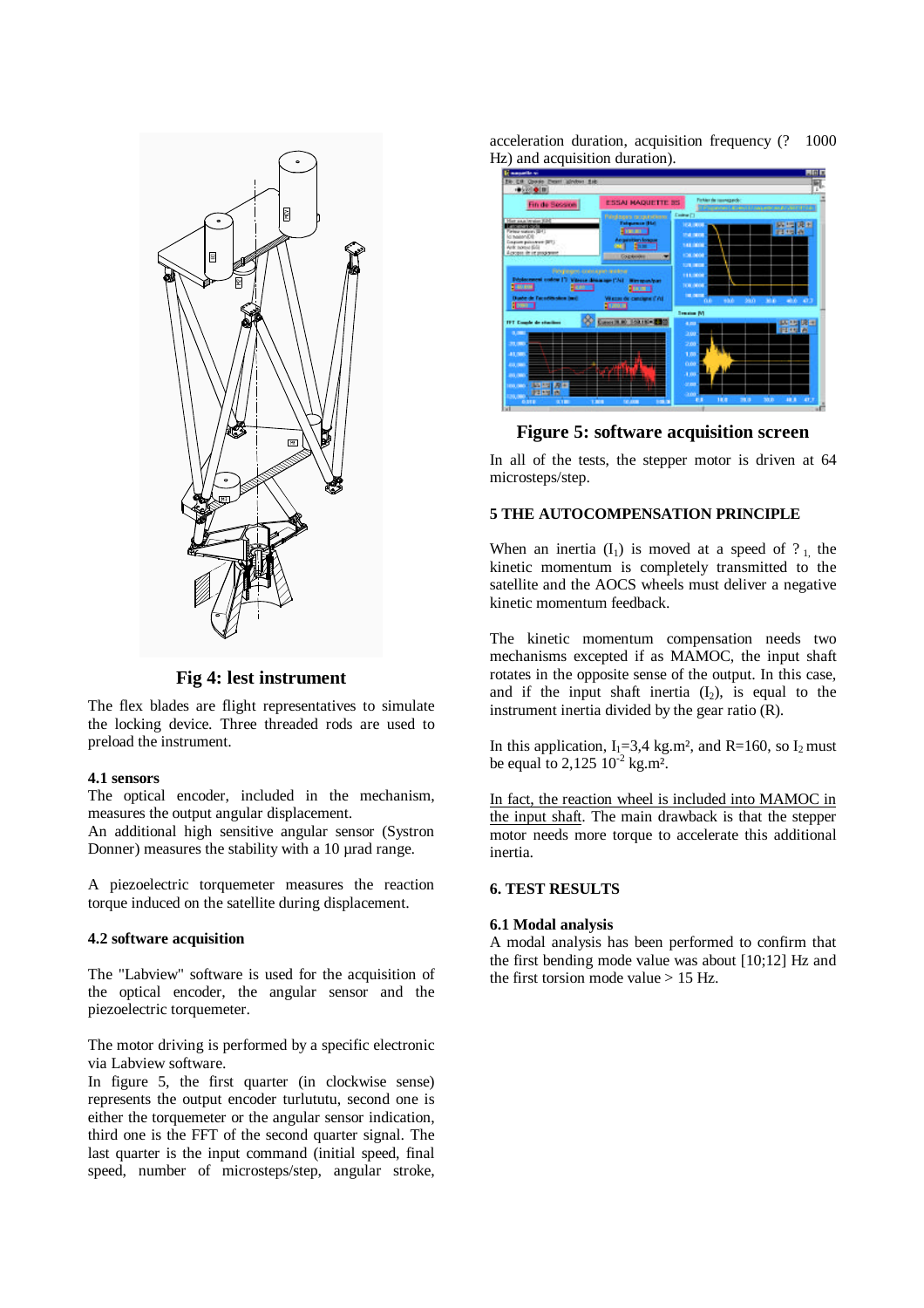**Fig 4: lest instrument**

The flex blades are flight representatives to simulate the locking device. Three threaded rods are used to preload the instrument.

#### 4.1 sensors

The optical encoder, included in the mechanism, measures the output angular displacement.
An additional high sensitive angular sensor (Systron Donner) measures the stability with a 10 µrad range.

A piezoelectric torquemeter measures the reaction torque induced on the satellite during displacement.

#### 4.2 software acquisition

The "Labview" software is used for the acquisition of the optical encoder, the angular sensor and the piezoelectric torquemeter.

The motor driving is performed by a specific electronic via Labview software.
In figure 5, the first quarter (in clockwise sense) represents the output encoder turlututu, second one is either the torquemeter or the angular sensor indication, third one is the FFT of the second quarter signal. The last quarter is the input command (initial speed, final speed, number of microsteps/step, angular stroke, acceleration duration, acquisition frequency (? 1000 Hz) and acquisition duration).

**Figure 5: software acquisition screen**

In all of the tests, the stepper motor is driven at 64 microsteps/step.

### 5 THE AUTOCOMPENSATION PRINCIPLE

When an inertia ($I_1$) is moved at a speed of $?_1$, the kinetic momentum is completely transmitted to the satellite and the AOCS wheels must deliver a negative kinetic momentum feedback.

The kinetic momentum compensation needs two mechanisms excepted if as MAMOC, the input shaft rotates in the opposite sense of the output. In this case, and if the input shaft inertia ($I_2$), is equal to the instrument inertia divided by the gear ratio (R).

In this application, $I_1$=3,4 kg.m², and R=160, so $I_2$ must be equal to 2,125 $10^{-2}$ kg.m².

<u>In fact, the reaction wheel is included into MAMOC in the input shaft</u>. The main drawback is that the stepper motor needs more torque to accelerate this additional inertia.

### 6. TEST RESULTS

#### 6.1 Modal analysis

A modal analysis has been performed to confirm that the first bending mode value was about [10;12] Hz and the first torsion mode value > 15 Hz.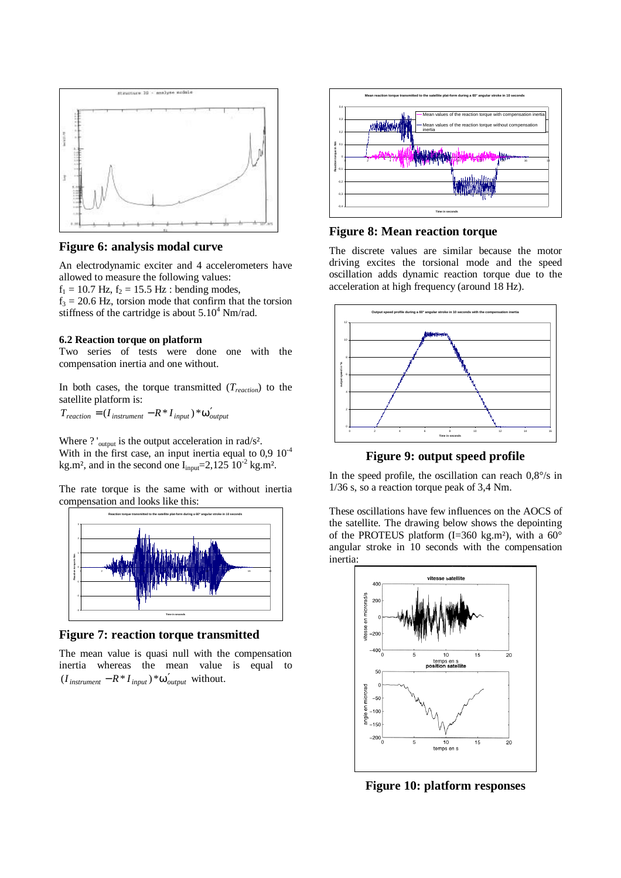**Figure 6: analysis modal curve**

An electrodynamic exciter and 4 accelerometers have allowed to measure the following values:
$f_1 = 10.7$ Hz, $f_2 = 15.5$ Hz : bending modes,
$f_3 = 20.6$ Hz, torsion mode that confirm that the torsion stiffness of the cartridge is about $5.10^4$ Nm/rad.

### 6.2 Reaction torque on platform

Two series of tests were done one with the compensation inertia and one without.

In both cases, the torque transmitted ($T_{reaction}$) to the satellite platform is:

$$T_{reaction} = (I_{instrument} - R * I_{input}) * \omega'_{output}$$

Where ? '$_{output}$ is the output acceleration in rad/s².
With in the first case, an input inertia equal to $0{,}9\ 10^{-4}$ kg.m², and in the second one $I_{input}=2{,}125\ 10^{-2}$ kg.m².

The rate torque is the same with or without inertia compensation and looks like this:

**Figure 7: reaction torque transmitted**

The mean value is quasi null with the compensation inertia whereas the mean value is equal to $(I_{instrument} - R * I_{input}) * \omega'_{output}$ without.

**Figure 8: Mean reaction torque**

The discrete values are similar because the motor driving excites the torsional mode and the speed oscillation adds dynamic reaction torque due to the acceleration at high frequency (around 18 Hz).

**Figure 9: output speed profile**

In the speed profile, the oscillation can reach 0,8°/s in 1/36 s, so a reaction torque peak of 3,4 Nm.

These oscillations have few influences on the AOCS of the satellite. The drawing below shows the depointing of the PROTEUS platform (I=360 kg.m²), with a 60° angular stroke in 10 seconds with the compensation inertia:

**Figure 10: platform responses**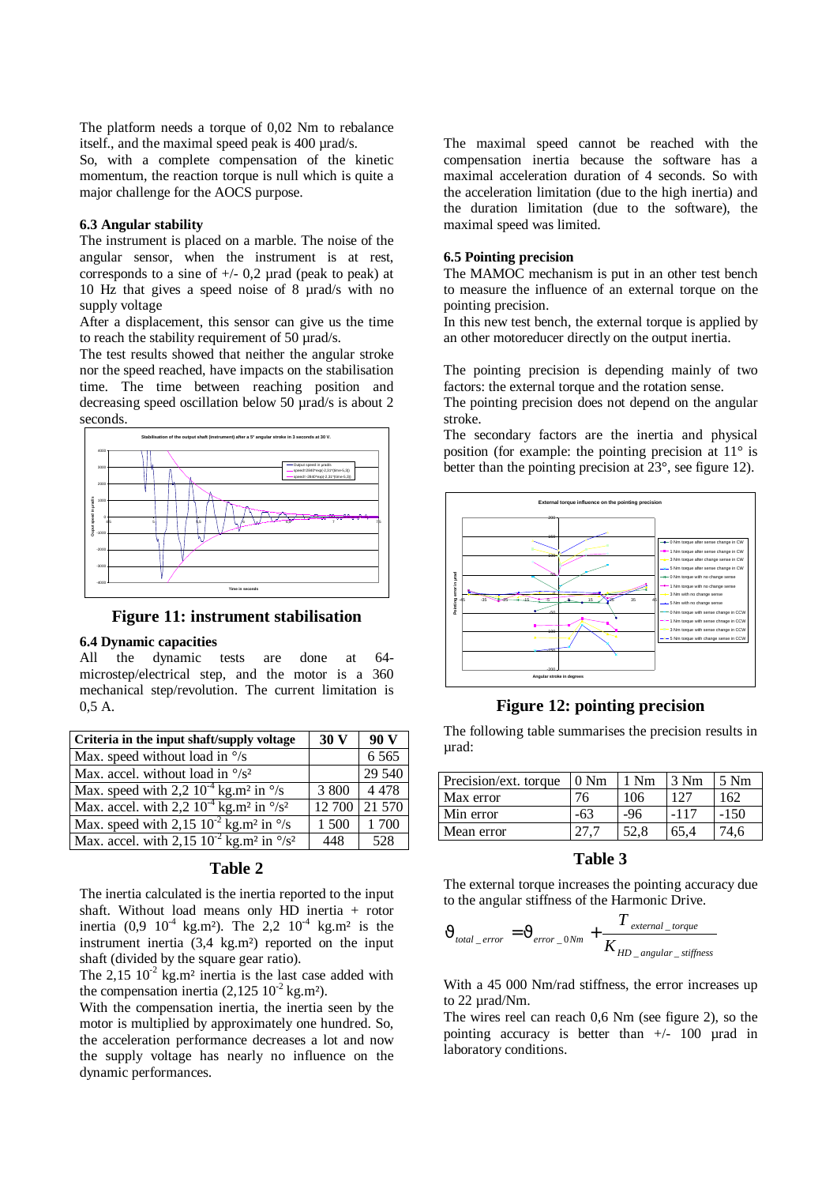The platform needs a torque of 0,02 Nm to rebalance itself., and the maximal speed peak is 400 µrad/s.

So, with a complete compensation of the kinetic momentum, the reaction torque is null which is quite a major challenge for the AOCS purpose.

### 6.3 Angular stability

The instrument is placed on a marble. The noise of the angular sensor, when the instrument is at rest, corresponds to a sine of +/- 0,2 µrad (peak to peak) at 10 Hz that gives a speed noise of 8 µrad/s with no supply voltage

After a displacement, this sensor can give us the time to reach the stability requirement of 50 µrad/s.

The test results showed that neither the angular stroke nor the speed reached, have impacts on the stabilisation time. The time between reaching position and decreasing speed oscillation below 50 µrad/s is about 2 seconds.

**Figure 11: instrument stabilisation**

### 6.4 Dynamic capacities

All the dynamic tests are done at 64-microstep/electrical step, and the motor is a 360 mechanical step/revolution. The current limitation is 0,5 A.

| Criteria in the input shaft/supply voltage | 30 V | 90 V |
|---|---|---|
| Max. speed without load in °/s | | 6 565 |
| Max. accel. without load in °/s² | | 29 540 |
| Max. speed with 2,2 $10^{-4}$ kg.m² in °/s | 3 800 | 4 478 |
| Max. accel. with 2,2 $10^{-4}$ kg.m² in °/s² | 12 700 | 21 570 |
| Max. speed with 2,15 $10^{-2}$ kg.m² in °/s | 1 500 | 1 700 |
| Max. accel. with 2,15 $10^{-2}$ kg.m² in °/s² | 448 | 528 |

**Table 2**

The inertia calculated is the inertia reported to the input shaft. Without load means only HD inertia + rotor inertia (0,9 $10^{-4}$ kg.m²). The 2,2 $10^{-4}$ kg.m² is the instrument inertia (3,4 kg.m²) reported on the input shaft (divided by the square gear ratio).

The 2,15 $10^{-2}$ kg.m² inertia is the last case added with the compensation inertia (2,125 $10^{-2}$ kg.m²).

With the compensation inertia, the inertia seen by the motor is multiplied by approximately one hundred. So, the acceleration performance decreases a lot and now the supply voltage has nearly no influence on the dynamic performances.

The maximal speed cannot be reached with the compensation inertia because the software has a maximal acceleration duration of 4 seconds. So with the acceleration limitation (due to the high inertia) and the duration limitation (due to the software), the maximal speed was limited.

### 6.5 Pointing precision

The MAMOC mechanism is put in an other test bench to measure the influence of an external torque on the pointing precision.

In this new test bench, the external torque is applied by an other motoreducer directly on the output inertia.

The pointing precision is depending mainly of two factors: the external torque and the rotation sense.

The pointing precision does not depend on the angular stroke.

The secondary factors are the inertia and physical position (for example: the pointing precision at 11° is better than the pointing precision at 23°, see figure 12).

**Figure 12: pointing precision**

The following table summarises the precision results in µrad:

| Precision/ext. torque | 0 Nm | 1 Nm | 3 Nm | 5 Nm |
|---|---|---|---|---|
| Max error | 76 | 106 | 127 | 162 |
| Min error | -63 | -96 | -117 | -150 |
| Mean error | 27,7 | 52,8 | 65,4 | 74,6 |

**Table 3**

The external torque increases the pointing accuracy due to the angular stiffness of the Harmonic Drive.

$$\vartheta_{total\_error} = \vartheta_{error\_0Nm} + \frac{T_{external\_torque}}{K_{HD\_angular\_stiffness}}$$

With a 45 000 Nm/rad stiffness, the error increases up to 22 µrad/Nm.

The wires reel can reach 0,6 Nm (see figure 2), so the pointing accuracy is better than +/- 100 µrad in laboratory conditions.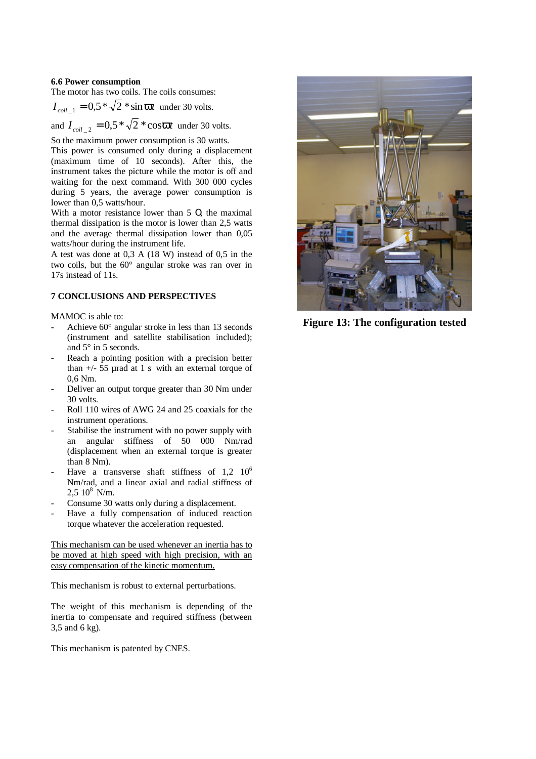### 6.6 Power consumption

The motor has two coils. The coils consumes:

$I_{coil\_1} = 0{,}5 * \sqrt{2} * \sin \varpi t$ under 30 volts.

and $I_{coil\_2} = 0{,}5 * \sqrt{2} * \cos \varpi t$ under 30 volts.

So the maximum power consumption is 30 watts.

This power is consumed only during a displacement (maximum time of 10 seconds). After this, the instrument takes the picture while the motor is off and waiting for the next command. With 300 000 cycles during 5 years, the average power consumption is lower than 0,5 watts/hour.

With a motor resistance lower than 5 Ω, the maximal thermal dissipation is the motor is lower than 2,5 watts and the average thermal dissipation lower than 0,05 watts/hour during the instrument life.

A test was done at 0,3 A (18 W) instead of 0,5 in the two coils, but the 60° angular stroke was ran over in 17s instead of 11s.

## 7 CONCLUSIONS AND PERSPECTIVES

MAMOC is able to:

- Achieve 60° angular stroke in less than 13 seconds (instrument and satellite stabilisation included); and 5° in 5 seconds.
- Reach a pointing position with a precision better than +/- 55 µrad at 1 s with an external torque of 0,6 Nm.
- Deliver an output torque greater than 30 Nm under 30 volts.
- Roll 110 wires of AWG 24 and 25 coaxials for the instrument operations.
- Stabilise the instrument with no power supply with an angular stiffness of 50 000 Nm/rad (displacement when an external torque is greater than 8 Nm).
- Have a transverse shaft stiffness of $1{,}2\ 10^{6}$ Nm/rad, and a linear axial and radial stiffness of $2{,}5\ 10^{8}$ N/m.
- Consume 30 watts only during a displacement.
- Have a fully compensation of induced reaction torque whatever the acceleration requested.

This mechanism can be used whenever an inertia has to be moved at high speed with high precision, with an easy compensation of the kinetic momentum.

This mechanism is robust to external perturbations.

The weight of this mechanism is depending of the inertia to compensate and required stiffness (between 3,5 and 6 kg).

This mechanism is patented by CNES.

**Figure 13: The configuration tested**